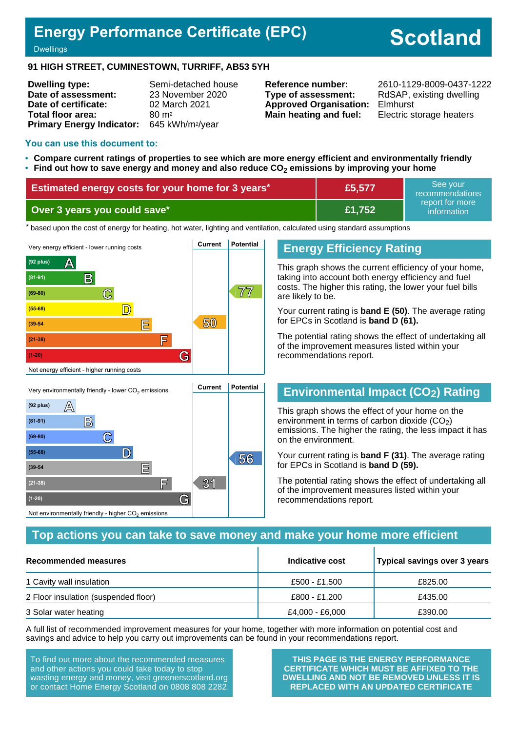# Energy Performance Certificate (EPC)

Dwellings

**Scotland**

## 91 HIGH STREET, CUMINESTOWN, TURRIFF, AB53 5YH

| | |
|---|---|
| **Dwelling type:** | Semi-detached house |
| **Date of assessment:** | 23 November 2020 |
| **Date of certificate:** | 02 March 2021 |
| **Total floor area:** | 80 m² |
| **Primary Energy Indicator:** | 645 kWh/m²/year |

| | |
|---|---|
| **Reference number:** | 2610-1129-8009-0437-1222 |
| **Type of assessment:** | RdSAP, existing dwelling |
| **Approved Organisation:** | Elmhurst |
| **Main heating and fuel:** | Electric storage heaters |

### You can use this document to:

- **Compare current ratings of properties to see which are more energy efficient and environmentally friendly**
- **Find out how to save energy and money and also reduce $CO_2$ emissions by improving your home**

| | | |
|---|---|---|
| **Estimated energy costs for your home for 3 years*** | **£5,577** | See your recommendations report for more information |
| **Over 3 years you could save*** | **£1,752** | |

\* based upon the cost of energy for heating, hot water, lighting and ventilation, calculated using standard assumptions

| Very energy efficient - lower running costs | Current | Potential |
|---|---|---|
| (92 plus) A | | |
| (81-91) B | | |
| (69-80) C | | 77 |
| (55-68) D | | |
| (39-54) E | 50 | |
| (21-38) F | | |
| (1-20) G | | |
| Not energy efficient - higher running costs | | |

## Energy Efficiency Rating

This graph shows the current efficiency of your home, taking into account both energy efficiency and fuel costs. The higher this rating, the lower your fuel bills are likely to be.

Your current rating is **band E (50)**. The average rating for EPCs in Scotland is **band D (61).**

The potential rating shows the effect of undertaking all of the improvement measures listed within your recommendations report.

| Very environmentally friendly - lower $CO_2$ emissions | Current | Potential |
|---|---|---|
| (92 plus) A | | |
| (81-91) B | | |
| (69-80) C | | |
| (55-68) D | | 56 |
| (39-54) E | | |
| (21-38) F | 31 | |
| (1-20) G | | |
| Not environmentally friendly - higher $CO_2$ emissions | | |

## Environmental Impact ($CO_2$) Rating

This graph shows the effect of your home on the environment in terms of carbon dioxide ($CO_2$) emissions. The higher the rating, the less impact it has on the environment.

Your current rating is **band F (31)**. The average rating for EPCs in Scotland is **band D (59).**

The potential rating shows the effect of undertaking all of the improvement measures listed within your recommendations report.

## Top actions you can take to save money and make your home more efficient

| Recommended measures | Indicative cost | Typical savings over 3 years |
|---|---|---|
| 1 Cavity wall insulation | £500 - £1,500 | £825.00 |
| 2 Floor insulation (suspended floor) | £800 - £1,200 | £435.00 |
| 3 Solar water heating | £4,000 - £6,000 | £390.00 |

A full list of recommended improvement measures for your home, together with more information on potential cost and savings and advice to help you carry out improvements can be found in your recommendations report.

To find out more about the recommended measures and other actions you could take today to stop wasting energy and money, visit greenerscotland.org or contact Home Energy Scotland on 0808 808 2282.

**THIS PAGE IS THE ENERGY PERFORMANCE CERTIFICATE WHICH MUST BE AFFIXED TO THE DWELLING AND NOT BE REMOVED UNLESS IT IS REPLACED WITH AN UPDATED CERTIFICATE**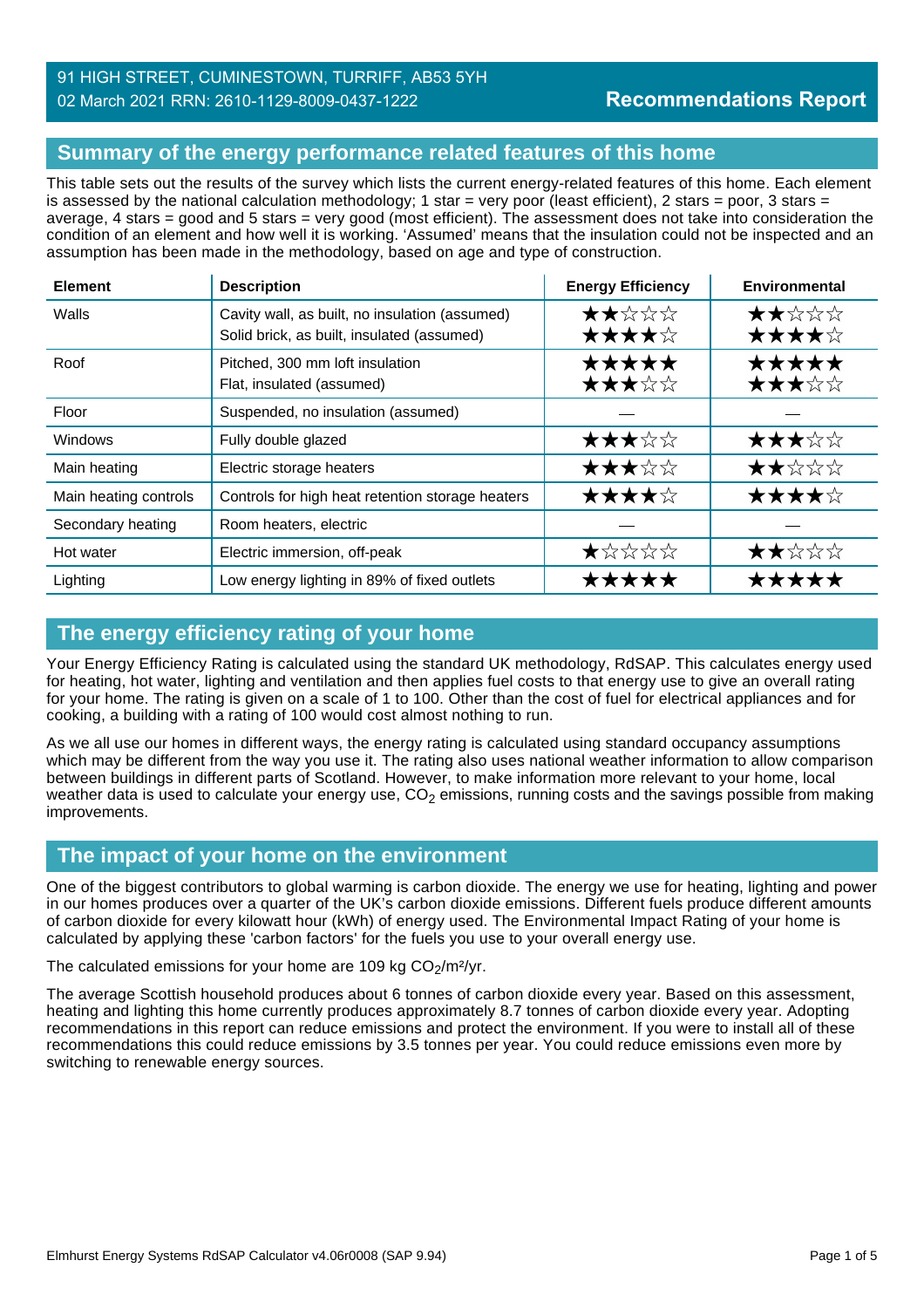91 HIGH STREET, CUMINESTOWN, TURRIFF, AB53 5YH
02 March 2021 RRN: 2610-1129-8009-0437-1222

**Recommendations Report**

## Summary of the energy performance related features of this home

This table sets out the results of the survey which lists the current energy-related features of this home. Each element is assessed by the national calculation methodology; 1 star = very poor (least efficient), 2 stars = poor, 3 stars = average, 4 stars = good and 5 stars = very good (most efficient). The assessment does not take into consideration the condition of an element and how well it is working. 'Assumed' means that the insulation could not be inspected and an assumption has been made in the methodology, based on age and type of construction.

| Element | Description | Energy Efficiency | Environmental |
|---|---|---|---|
| Walls | Cavity wall, as built, no insulation (assumed)<br>Solid brick, as built, insulated (assumed) | ★★☆☆☆<br>★★★★☆ | ★★☆☆☆<br>★★★★☆ |
| Roof | Pitched, 300 mm loft insulation<br>Flat, insulated (assumed) | ★★★★★<br>★★★☆☆ | ★★★★★<br>★★★☆☆ |
| Floor | Suspended, no insulation (assumed) | — | — |
| Windows | Fully double glazed | ★★★☆☆ | ★★★☆☆ |
| Main heating | Electric storage heaters | ★★★☆☆ | ★★☆☆☆ |
| Main heating controls | Controls for high heat retention storage heaters | ★★★★☆ | ★★★★☆ |
| Secondary heating | Room heaters, electric | — | — |
| Hot water | Electric immersion, off-peak | ★☆☆☆☆ | ★★☆☆☆ |
| Lighting | Low energy lighting in 89% of fixed outlets | ★★★★★ | ★★★★★ |

## The energy efficiency rating of your home

Your Energy Efficiency Rating is calculated using the standard UK methodology, RdSAP. This calculates energy used for heating, hot water, lighting and ventilation and then applies fuel costs to that energy use to give an overall rating for your home. The rating is given on a scale of 1 to 100. Other than the cost of fuel for electrical appliances and for cooking, a building with a rating of 100 would cost almost nothing to run.

As we all use our homes in different ways, the energy rating is calculated using standard occupancy assumptions which may be different from the way you use it. The rating also uses national weather information to allow comparison between buildings in different parts of Scotland. However, to make information more relevant to your home, local weather data is used to calculate your energy use, $CO_2$ emissions, running costs and the savings possible from making improvements.

## The impact of your home on the environment

One of the biggest contributors to global warming is carbon dioxide. The energy we use for heating, lighting and power in our homes produces over a quarter of the UK's carbon dioxide emissions. Different fuels produce different amounts of carbon dioxide for every kilowatt hour (kWh) of energy used. The Environmental Impact Rating of your home is calculated by applying these 'carbon factors' for the fuels you use to your overall energy use.

The calculated emissions for your home are 109 kg $CO_2/m^2/yr$.

The average Scottish household produces about 6 tonnes of carbon dioxide every year. Based on this assessment, heating and lighting this home currently produces approximately 8.7 tonnes of carbon dioxide every year. Adopting recommendations in this report can reduce emissions and protect the environment. If you were to install all of these recommendations this could reduce emissions by 3.5 tonnes per year. You could reduce emissions even more by switching to renewable energy sources.

Elmhurst Energy Systems RdSAP Calculator v4.06r0008 (SAP 9.94)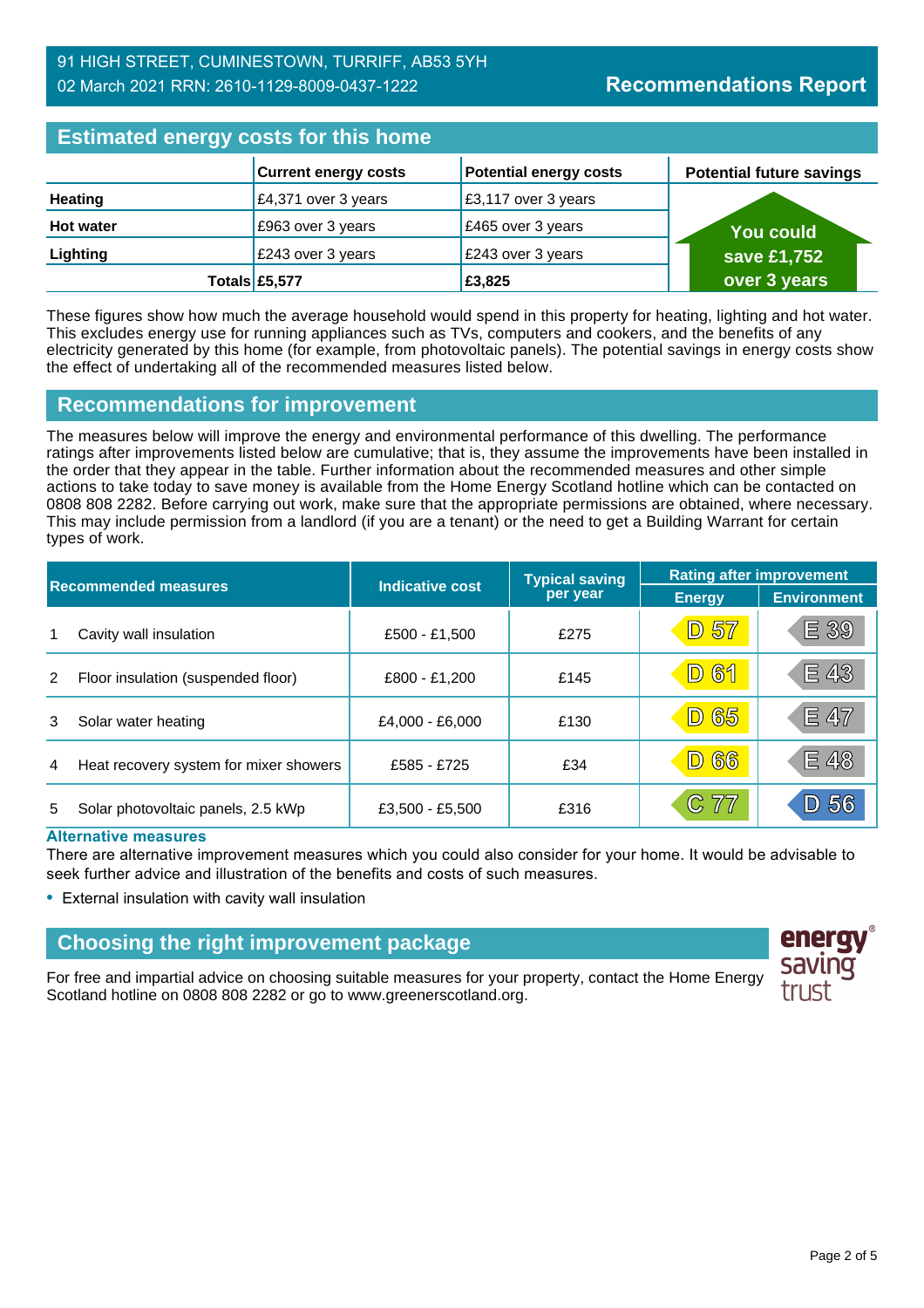91 HIGH STREET, CUMINESTOWN, TURRIFF, AB53 5YH
02 March 2021 RRN: 2610-1129-8009-0437-1222

**Recommendations Report**

## Estimated energy costs for this home

| | Current energy costs | Potential energy costs | Potential future savings |
|---|---|---|---|
| **Heating** | £4,371 over 3 years | £3,117 over 3 years | You could save £1,752 over 3 years |
| **Hot water** | £963 over 3 years | £465 over 3 years | |
| **Lighting** | £243 over 3 years | £243 over 3 years | |
| **Totals** | **£5,577** | **£3,825** | |

These figures show how much the average household would spend in this property for heating, lighting and hot water. This excludes energy use for running appliances such as TVs, computers and cookers, and the benefits of any electricity generated by this home (for example, from photovoltaic panels). The potential savings in energy costs show the effect of undertaking all of the recommended measures listed below.

## Recommendations for improvement

The measures below will improve the energy and environmental performance of this dwelling. The performance ratings after improvements listed below are cumulative; that is, they assume the improvements have been installed in the order that they appear in the table. Further information about the recommended measures and other simple actions to take today to save money is available from the Home Energy Scotland hotline which can be contacted on 0808 808 2282. Before carrying out work, make sure that the appropriate permissions are obtained, where necessary. This may include permission from a landlord (if you are a tenant) or the need to get a Building Warrant for certain types of work.

| | Recommended measures | Indicative cost | Typical saving per year | Rating after improvement | |
|---|---|---|---|---|---|
| | | | | Energy | Environment |
| 1 | Cavity wall insulation | £500 - £1,500 | £275 | D 57 | E 39 |
| 2 | Floor insulation (suspended floor) | £800 - £1,200 | £145 | D 61 | E 43 |
| 3 | Solar water heating | £4,000 - £6,000 | £130 | D 65 | E 47 |
| 4 | Heat recovery system for mixer showers | £585 - £725 | £34 | D 66 | E 48 |
| 5 | Solar photovoltaic panels, 2.5 kWp | £3,500 - £5,500 | £316 | C 77 | D 56 |

### Alternative measures

There are alternative improvement measures which you could also consider for your home. It would be advisable to seek further advice and illustration of the benefits and costs of such measures.

- External insulation with cavity wall insulation

## Choosing the right improvement package

For free and impartial advice on choosing suitable measures for your property, contact the Home Energy Scotland hotline on 0808 808 2282 or go to www.greenerscotland.org.

energy saving trust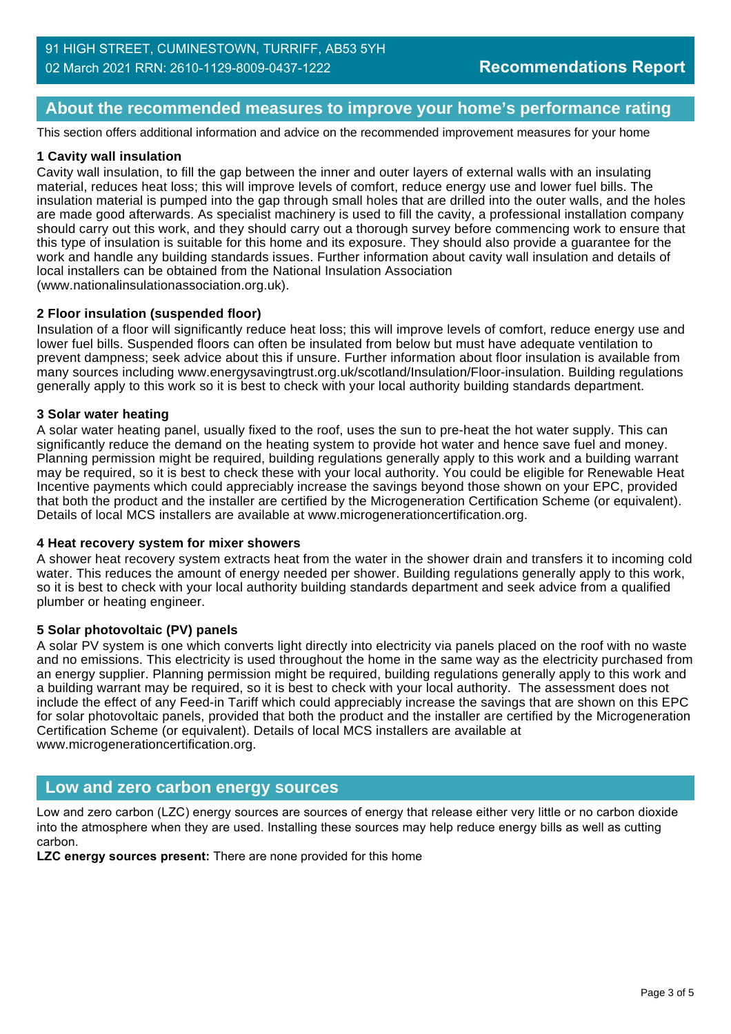91 HIGH STREET, CUMINESTOWN, TURRIFF, AB53 5YH
02 March 2021 RRN: 2610-1129-8009-0437-1222

**Recommendations Report**

## About the recommended measures to improve your home's performance rating

This section offers additional information and advice on the recommended improvement measures for your home

**1 Cavity wall insulation**

Cavity wall insulation, to fill the gap between the inner and outer layers of external walls with an insulating material, reduces heat loss; this will improve levels of comfort, reduce energy use and lower fuel bills. The insulation material is pumped into the gap through small holes that are drilled into the outer walls, and the holes are made good afterwards. As specialist machinery is used to fill the cavity, a professional installation company should carry out this work, and they should carry out a thorough survey before commencing work to ensure that this type of insulation is suitable for this home and its exposure. They should also provide a guarantee for the work and handle any building standards issues. Further information about cavity wall insulation and details of local installers can be obtained from the National Insulation Association (www.nationalinsulationassociation.org.uk).

**2 Floor insulation (suspended floor)**

Insulation of a floor will significantly reduce heat loss; this will improve levels of comfort, reduce energy use and lower fuel bills. Suspended floors can often be insulated from below but must have adequate ventilation to prevent dampness; seek advice about this if unsure. Further information about floor insulation is available from many sources including www.energysavingtrust.org.uk/scotland/Insulation/Floor-insulation. Building regulations generally apply to this work so it is best to check with your local authority building standards department.

**3 Solar water heating**

A solar water heating panel, usually fixed to the roof, uses the sun to pre-heat the hot water supply. This can significantly reduce the demand on the heating system to provide hot water and hence save fuel and money. Planning permission might be required, building regulations generally apply to this work and a building warrant may be required, so it is best to check these with your local authority. You could be eligible for Renewable Heat Incentive payments which could appreciably increase the savings beyond those shown on your EPC, provided that both the product and the installer are certified by the Microgeneration Certification Scheme (or equivalent). Details of local MCS installers are available at www.microgenerationcertification.org.

**4 Heat recovery system for mixer showers**

A shower heat recovery system extracts heat from the water in the shower drain and transfers it to incoming cold water. This reduces the amount of energy needed per shower. Building regulations generally apply to this work, so it is best to check with your local authority building standards department and seek advice from a qualified plumber or heating engineer.

**5 Solar photovoltaic (PV) panels**

A solar PV system is one which converts light directly into electricity via panels placed on the roof with no waste and no emissions. This electricity is used throughout the home in the same way as the electricity purchased from an energy supplier. Planning permission might be required, building regulations generally apply to this work and a building warrant may be required, so it is best to check with your local authority. The assessment does not include the effect of any Feed-in Tariff which could appreciably increase the savings that are shown on this EPC for solar photovoltaic panels, provided that both the product and the installer are certified by the Microgeneration Certification Scheme (or equivalent). Details of local MCS installers are available at www.microgenerationcertification.org.

## Low and zero carbon energy sources

Low and zero carbon (LZC) energy sources are sources of energy that release either very little or no carbon dioxide into the atmosphere when they are used. Installing these sources may help reduce energy bills as well as cutting carbon.

**LZC energy sources present:** There are none provided for this home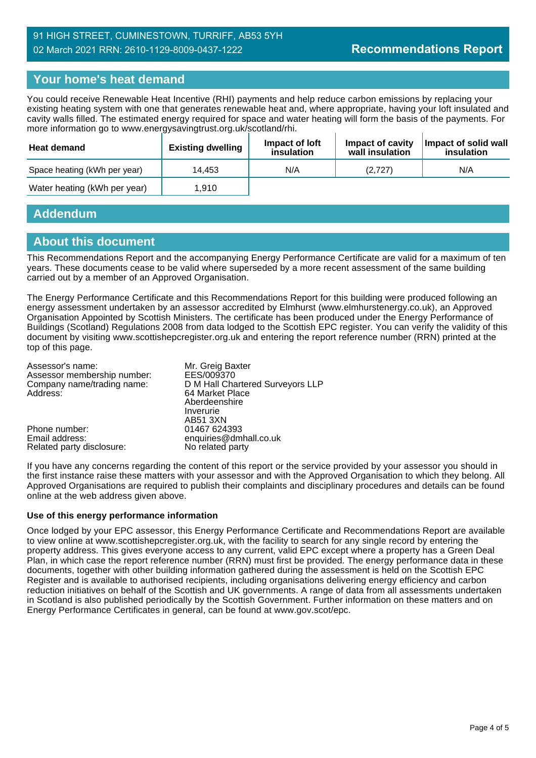91 HIGH STREET, CUMINESTOWN, TURRIFF, AB53 5YH
02 March 2021 RRN: 2610-1129-8009-0437-1222

**Recommendations Report**

## Your home's heat demand

You could receive Renewable Heat Incentive (RHI) payments and help reduce carbon emissions by replacing your existing heating system with one that generates renewable heat and, where appropriate, having your loft insulated and cavity walls filled. The estimated energy required for space and water heating will form the basis of the payments. For more information go to www.energysavingtrust.org.uk/scotland/rhi.

| Heat demand | Existing dwelling | Impact of loft insulation | Impact of cavity wall insulation | Impact of solid wall insulation |
|---|---|---|---|---|
| Space heating (kWh per year) | 14,453 | N/A | (2,727) | N/A |
| Water heating (kWh per year) | 1,910 | | | |

## Addendum

## About this document

This Recommendations Report and the accompanying Energy Performance Certificate are valid for a maximum of ten years. These documents cease to be valid where superseded by a more recent assessment of the same building carried out by a member of an Approved Organisation.

The Energy Performance Certificate and this Recommendations Report for this building were produced following an energy assessment undertaken by an assessor accredited by Elmhurst (www.elmhurstenergy.co.uk), an Approved Organisation Appointed by Scottish Ministers. The certificate has been produced under the Energy Performance of Buildings (Scotland) Regulations 2008 from data lodged to the Scottish EPC register. You can verify the validity of this document by visiting www.scottishepcregister.org.uk and entering the report reference number (RRN) printed at the top of this page.

| | |
|---|---|
| Assessor's name: | Mr. Greig Baxter |
| Assessor membership number: | EES/009370 |
| Company name/trading name: | D M Hall Chartered Surveyors LLP |
| Address: | 64 Market Place<br>Aberdeenshire<br>Inverurie<br>AB51 3XN |
| Phone number: | 01467 624393 |
| Email address: | enquiries@dmhall.co.uk |
| Related party disclosure: | No related party |

If you have any concerns regarding the content of this report or the service provided by your assessor you should in the first instance raise these matters with your assessor and with the Approved Organisation to which they belong. All Approved Organisations are required to publish their complaints and disciplinary procedures and details can be found online at the web address given above.

**Use of this energy performance information**

Once lodged by your EPC assessor, this Energy Performance Certificate and Recommendations Report are available to view online at www.scottishepcregister.org.uk, with the facility to search for any single record by entering the property address. This gives everyone access to any current, valid EPC except where a property has a Green Deal Plan, in which case the report reference number (RRN) must first be provided. The energy performance data in these documents, together with other building information gathered during the assessment is held on the Scottish EPC Register and is available to authorised recipients, including organisations delivering energy efficiency and carbon reduction initiatives on behalf of the Scottish and UK governments. A range of data from all assessments undertaken in Scotland is also published periodically by the Scottish Government. Further information on these matters and on Energy Performance Certificates in general, can be found at www.gov.scot/epc.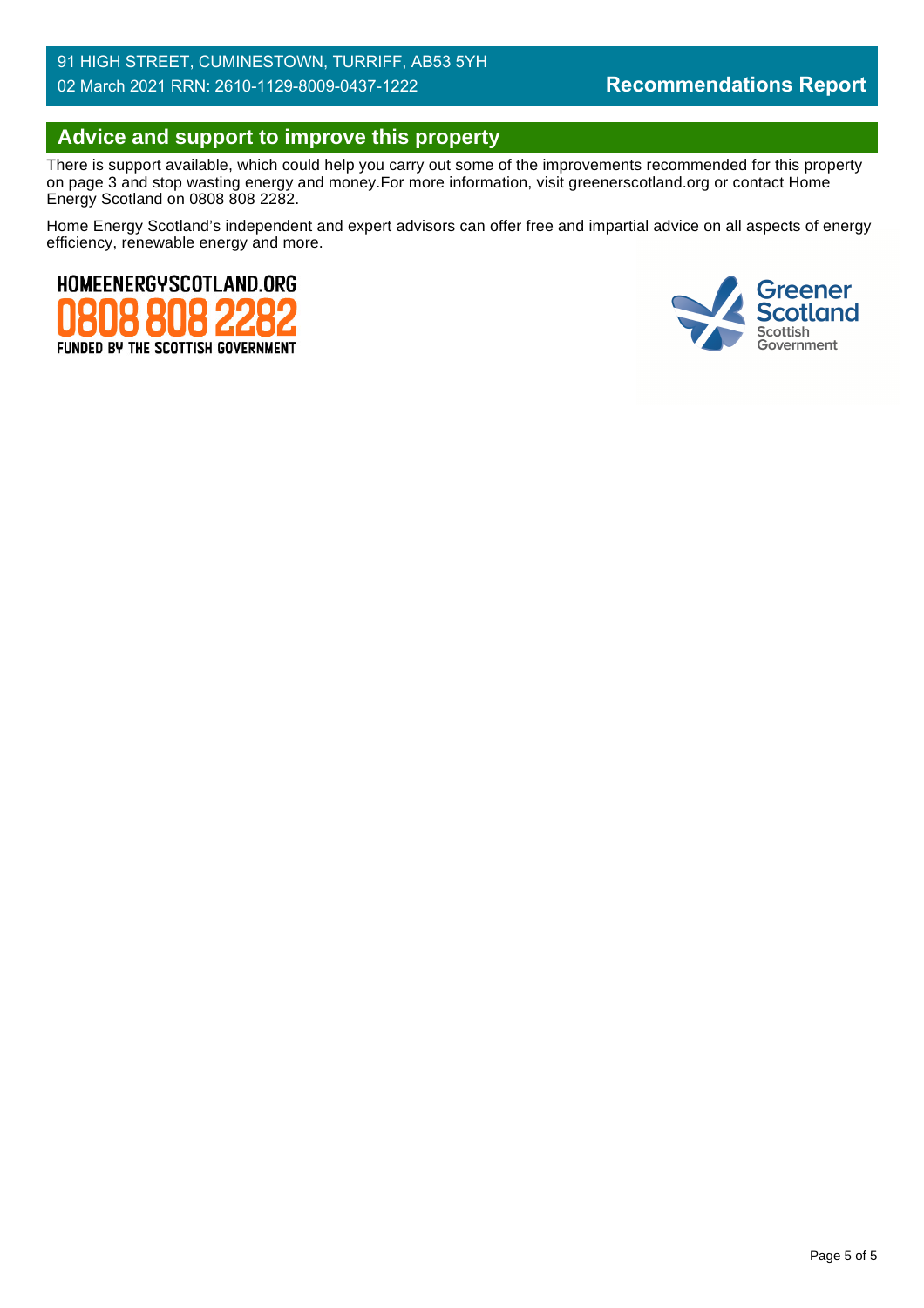## Advice and support to improve this property

There is support available, which could help you carry out some of the improvements recommended for this property on page 3 and stop wasting energy and money.For more information, visit greenerscotland.org or contact Home Energy Scotland on 0808 808 2282.

Home Energy Scotland's independent and expert advisors can offer free and impartial advice on all aspects of energy efficiency, renewable energy and more.

HOMEENERGYSCOTLAND.ORG
0808 808 2282
FUNDED BY THE SCOTTISH GOVERNMENT

Greener Scotland
Scottish Government